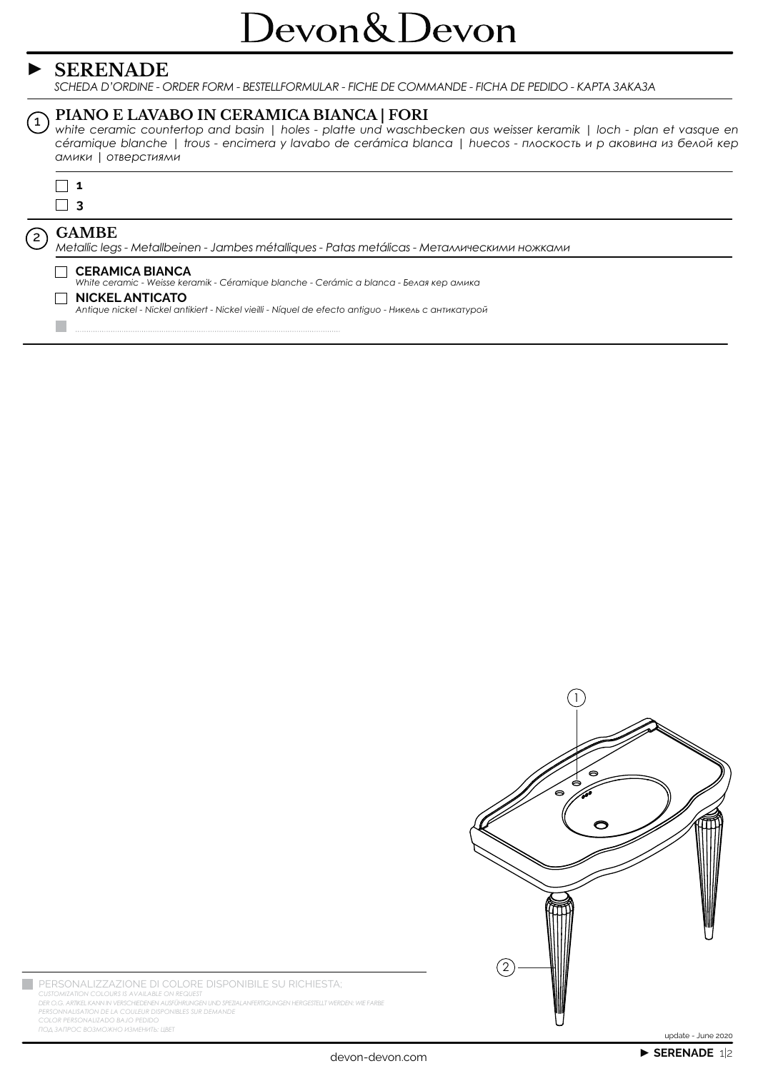# Devon&Devon

## ► SERENADE

*SCHEDA D'ORDINE - ORDER FORM - BESTELLFORMULAR - FICHE DE COMMANDE - FICHA DE PEDIDO - КАРТА ЗАКАЗА*

### 1 PIANO E LAVABO IN CERAMICA BIANCA | FORI

*white ceramic countertop and basin | holes - platte und waschbecken aus weisser keramik | loch - plan et vasque en céramique blanche | trous - encimera y lavabo de cerámica blanca | huecos - плоскость и р аковина из белой кер амики | отверстиями*

- ☐ **1**
- ☐ **3**

### 2 GAMBE

*Metallic legs - Metallbeinen - Jambes métalliques - Patas metálicas - Металлическими ножками*

- ☐ **CERAMICA BIANCA**
  *White ceramic - Weisse keramik - Céramique blanche - Cerámic a blanca - Белая кер амика*
- ☐ **NICKEL ANTICATO**
  *Antique nickel - Nickel antikiert - Nickel vieilli - Níquel de efecto antiguo - Никель с антикатурой*
- ■ ..............................................................................................................

1

2

■ PERSONALIZZAZIONE DI COLORE DISPONIBILE SU RICHIESTA;
*CUSTOMIZATION COLOURS IS AVAILABLE ON REQUEST*
*DER O.G. ARTIKEL KANN IN VERSCHIEDENEN AUSFÜHRUNGEN UND SPEZIALANFERTIGUNGEN HERGESTELLT WERDEN: WIE FARBE*
*PERSONNALISATION DE LA COULEUR DISPONIBLES SUR DEMANDE*
*COLOR PERSONALIZADO BAJO PEDIDO*
*ПОД ЗАПРОС ВОЗМОЖНО ИЗМЕНИТЬ: ЦВЕТ*

update - June 2020

devon-devon.com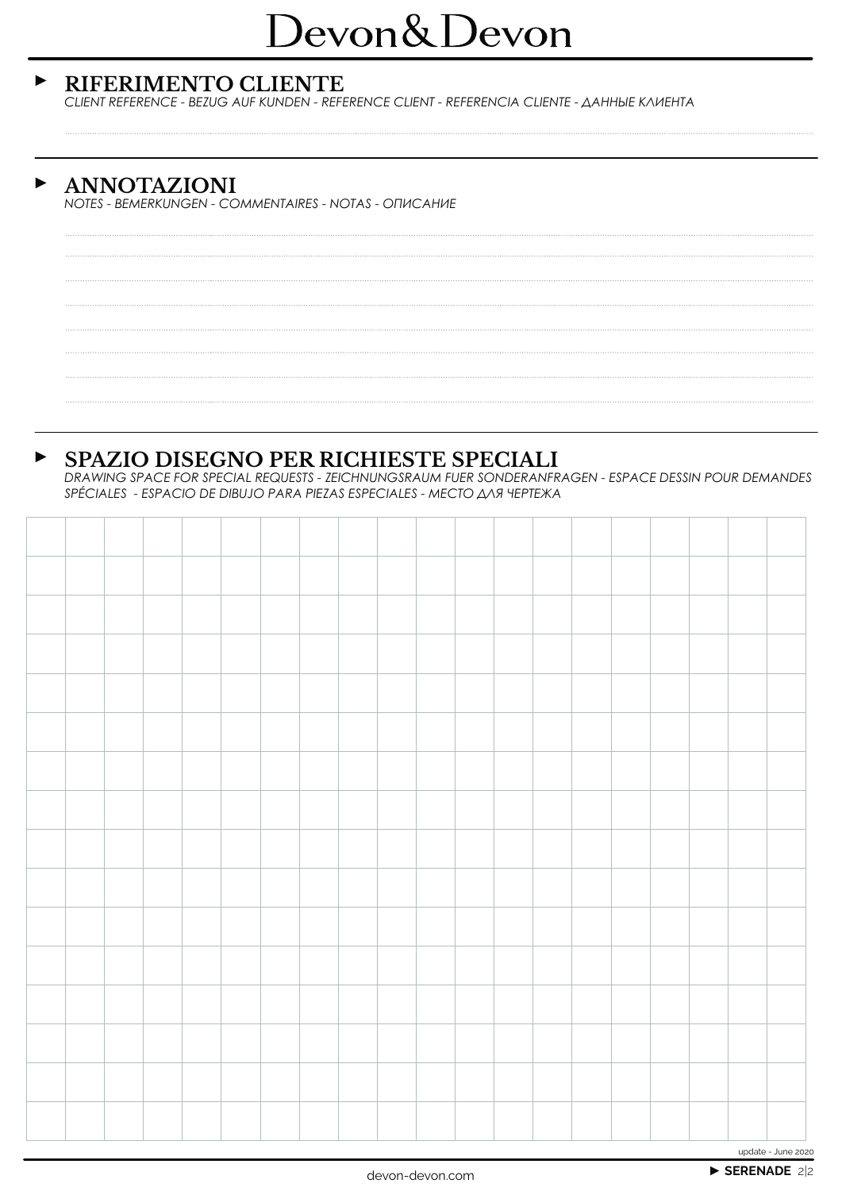# Devon&Devon

## RIFERIMENTO CLIENTE

*CLIENT REFERENCE - BEZUG AUF KUNDEN - REFERENCE CLIENT - REFERENCIA CLIENTE - ДАННЫЕ КЛИЕНТА*

## ANNOTAZIONI

*NOTES - BEMERKUNGEN - COMMENTAIRES - NOTAS - ОПИСАНИЕ*

## SPAZIO DISEGNO PER RICHIESTE SPECIALI

*DRAWING SPACE FOR SPECIAL REQUESTS - ZEICHNUNGSRAUM FUER SONDERANFRAGEN - ESPACE DESSIN POUR DEMANDES SPÉCIALES - ESPACIO DE DIBUJO PARA PIEZAS ESPECIALES - МЕСТО ДЛЯ ЧЕРТЕЖА*

update - June 2020

devon-devon.com

SERENADE